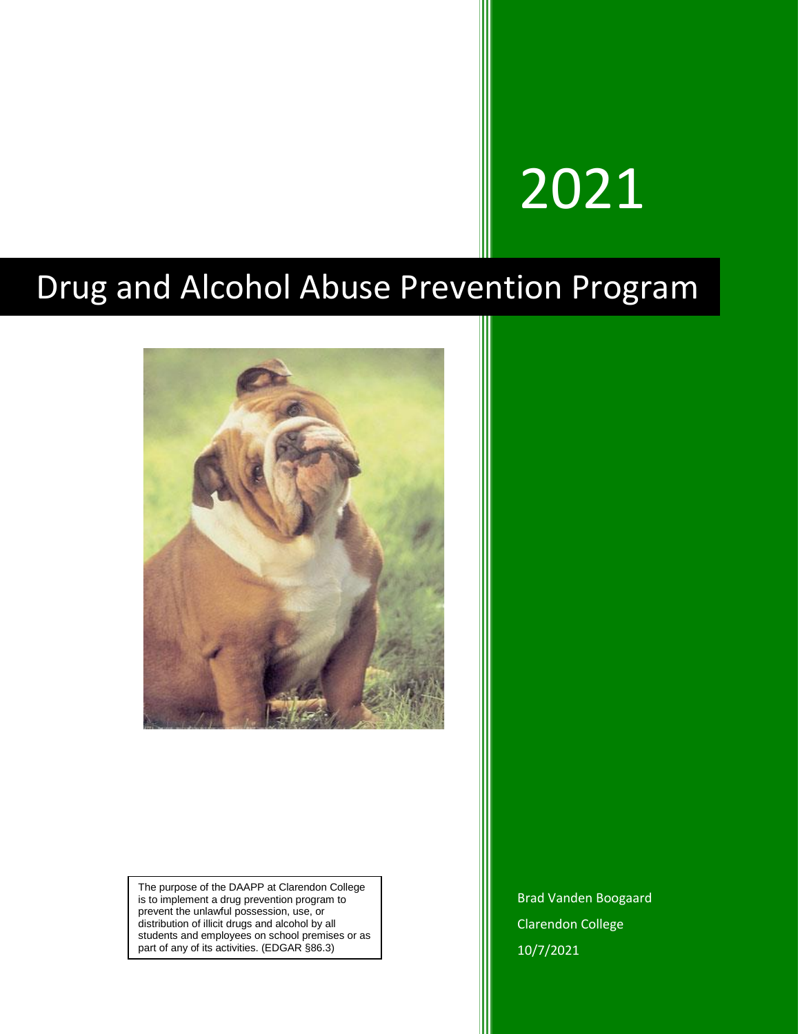2021

# Drug and Alcohol Abuse Prevention Program

The purpose of the DAAPP at Clarendon College is to implement a drug prevention program to prevent the unlawful possession, use, or distribution of illicit drugs and alcohol by all students and employees on school premises or as part of any of its activities. (EDGAR §86.3)

Brad Vanden Boogaard

Clarendon College

10/7/2021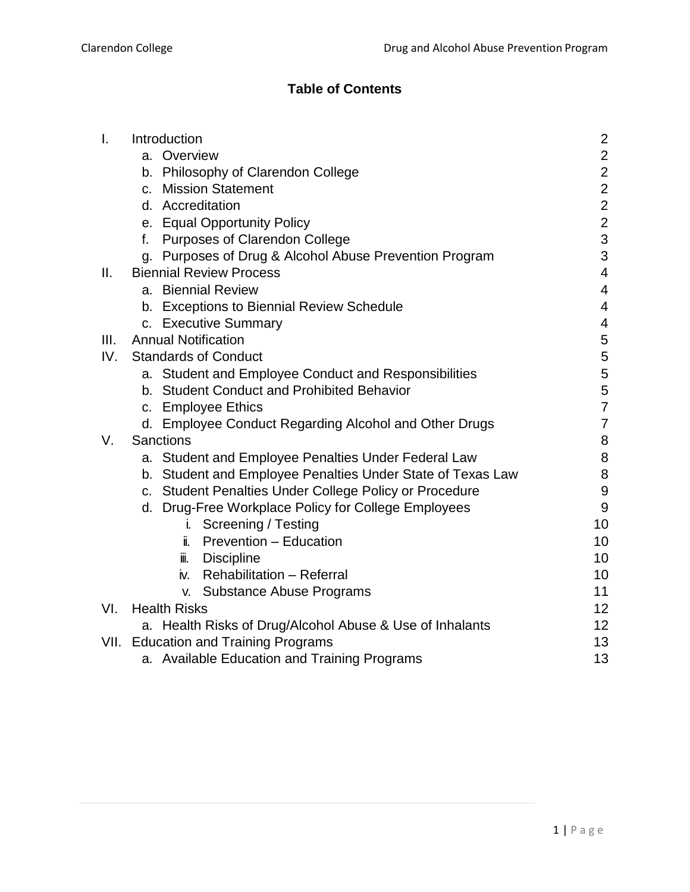# Table of Contents

| | | |
|---|---|---|
| I. | Introduction | 2 |
| | a. Overview | 2 |
| | b. Philosophy of Clarendon College | 2 |
| | c. Mission Statement | 2 |
| | d. Accreditation | 2 |
| | e. Equal Opportunity Policy | 2 |
| | f. Purposes of Clarendon College | 3 |
| | g. Purposes of Drug & Alcohol Abuse Prevention Program | 3 |
| II. | Biennial Review Process | 4 |
| | a. Biennial Review | 4 |
| | b. Exceptions to Biennial Review Schedule | 4 |
| | c. Executive Summary | 4 |
| III. | Annual Notification | 5 |
| IV. | Standards of Conduct | 5 |
| | a. Student and Employee Conduct and Responsibilities | 5 |
| | b. Student Conduct and Prohibited Behavior | 5 |
| | c. Employee Ethics | 7 |
| | d. Employee Conduct Regarding Alcohol and Other Drugs | 7 |
| V. | Sanctions | 8 |
| | a. Student and Employee Penalties Under Federal Law | 8 |
| | b. Student and Employee Penalties Under State of Texas Law | 8 |
| | c. Student Penalties Under College Policy or Procedure | 9 |
| | d. Drug-Free Workplace Policy for College Employees | 9 |
| | i. Screening / Testing | 10 |
| | ii. Prevention – Education | 10 |
| | iii. Discipline | 10 |
| | iv. Rehabilitation – Referral | 10 |
| | v. Substance Abuse Programs | 11 |
| VI. | Health Risks | 12 |
| | a. Health Risks of Drug/Alcohol Abuse & Use of Inhalants | 12 |
| VII. | Education and Training Programs | 13 |
| | a. Available Education and Training Programs | 13 |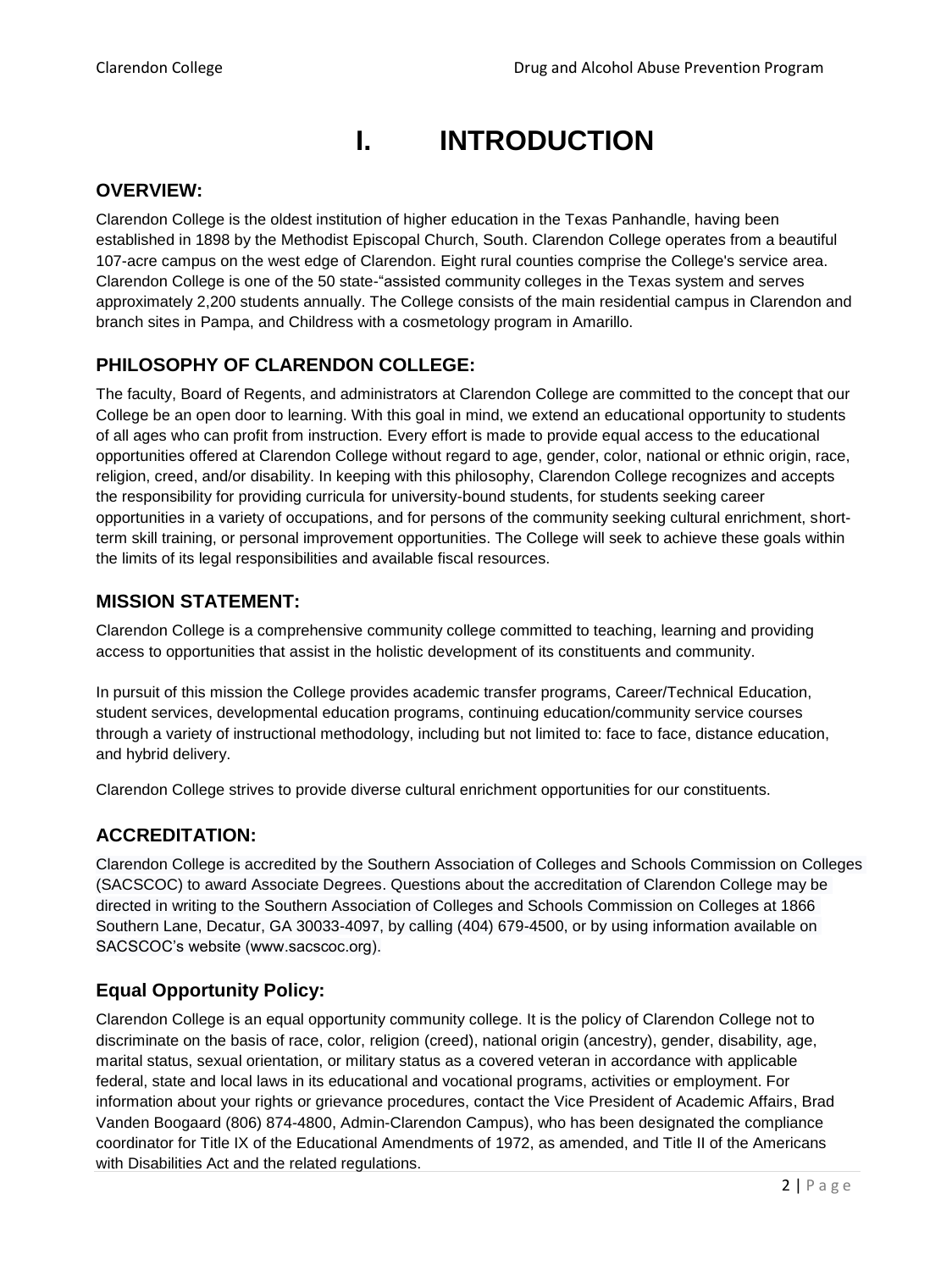# I. INTRODUCTION

## OVERVIEW:

Clarendon College is the oldest institution of higher education in the Texas Panhandle, having been established in 1898 by the Methodist Episcopal Church, South. Clarendon College operates from a beautiful 107-acre campus on the west edge of Clarendon. Eight rural counties comprise the College's service area. Clarendon College is one of the 50 state-"assisted community colleges in the Texas system and serves approximately 2,200 students annually. The College consists of the main residential campus in Clarendon and branch sites in Pampa, and Childress with a cosmetology program in Amarillo.

## PHILOSOPHY OF CLARENDON COLLEGE:

The faculty, Board of Regents, and administrators at Clarendon College are committed to the concept that our College be an open door to learning. With this goal in mind, we extend an educational opportunity to students of all ages who can profit from instruction. Every effort is made to provide equal access to the educational opportunities offered at Clarendon College without regard to age, gender, color, national or ethnic origin, race, religion, creed, and/or disability. In keeping with this philosophy, Clarendon College recognizes and accepts the responsibility for providing curricula for university-bound students, for students seeking career opportunities in a variety of occupations, and for persons of the community seeking cultural enrichment, short-term skill training, or personal improvement opportunities. The College will seek to achieve these goals within the limits of its legal responsibilities and available fiscal resources.

## MISSION STATEMENT:

Clarendon College is a comprehensive community college committed to teaching, learning and providing access to opportunities that assist in the holistic development of its constituents and community.

In pursuit of this mission the College provides academic transfer programs, Career/Technical Education, student services, developmental education programs, continuing education/community service courses through a variety of instructional methodology, including but not limited to: face to face, distance education, and hybrid delivery.

Clarendon College strives to provide diverse cultural enrichment opportunities for our constituents.

## ACCREDITATION:

Clarendon College is accredited by the Southern Association of Colleges and Schools Commission on Colleges (SACSCOC) to award Associate Degrees. Questions about the accreditation of Clarendon College may be directed in writing to the Southern Association of Colleges and Schools Commission on Colleges at 1866 Southern Lane, Decatur, GA 30033-4097, by calling (404) 679-4500, or by using information available on SACSCOC's website (www.sacscoc.org).

## Equal Opportunity Policy:

Clarendon College is an equal opportunity community college. It is the policy of Clarendon College not to discriminate on the basis of race, color, religion (creed), national origin (ancestry), gender, disability, age, marital status, sexual orientation, or military status as a covered veteran in accordance with applicable federal, state and local laws in its educational and vocational programs, activities or employment. For information about your rights or grievance procedures, contact the Vice President of Academic Affairs, Brad Vanden Boogaard (806) 874-4800, Admin-Clarendon Campus), who has been designated the compliance coordinator for Title IX of the Educational Amendments of 1972, as amended, and Title II of the Americans with Disabilities Act and the related regulations.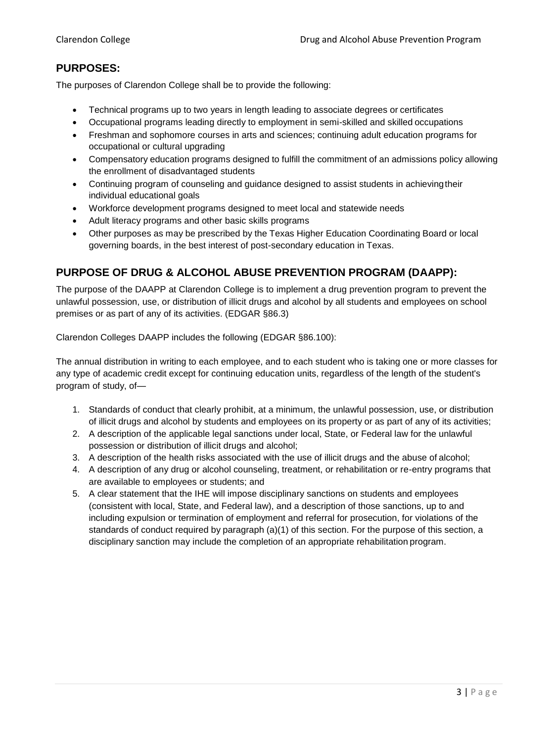## PURPOSES:

The purposes of Clarendon College shall be to provide the following:

- Technical programs up to two years in length leading to associate degrees or certificates
- Occupational programs leading directly to employment in semi-skilled and skilled occupations
- Freshman and sophomore courses in arts and sciences; continuing adult education programs for occupational or cultural upgrading
- Compensatory education programs designed to fulfill the commitment of an admissions policy allowing the enrollment of disadvantaged students
- Continuing program of counseling and guidance designed to assist students in achieving their individual educational goals
- Workforce development programs designed to meet local and statewide needs
- Adult literacy programs and other basic skills programs
- Other purposes as may be prescribed by the Texas Higher Education Coordinating Board or local governing boards, in the best interest of post-secondary education in Texas.

## PURPOSE OF DRUG & ALCOHOL ABUSE PREVENTION PROGRAM (DAAPP):

The purpose of the DAAPP at Clarendon College is to implement a drug prevention program to prevent the unlawful possession, use, or distribution of illicit drugs and alcohol by all students and employees on school premises or as part of any of its activities. (EDGAR §86.3)

Clarendon Colleges DAAPP includes the following (EDGAR §86.100):

The annual distribution in writing to each employee, and to each student who is taking one or more classes for any type of academic credit except for continuing education units, regardless of the length of the student's program of study, of—

1. Standards of conduct that clearly prohibit, at a minimum, the unlawful possession, use, or distribution of illicit drugs and alcohol by students and employees on its property or as part of any of its activities;
2. A description of the applicable legal sanctions under local, State, or Federal law for the unlawful possession or distribution of illicit drugs and alcohol;
3. A description of the health risks associated with the use of illicit drugs and the abuse of alcohol;
4. A description of any drug or alcohol counseling, treatment, or rehabilitation or re-entry programs that are available to employees or students; and
5. A clear statement that the IHE will impose disciplinary sanctions on students and employees (consistent with local, State, and Federal law), and a description of those sanctions, up to and including expulsion or termination of employment and referral for prosecution, for violations of the standards of conduct required by paragraph (a)(1) of this section. For the purpose of this section, a disciplinary sanction may include the completion of an appropriate rehabilitation program.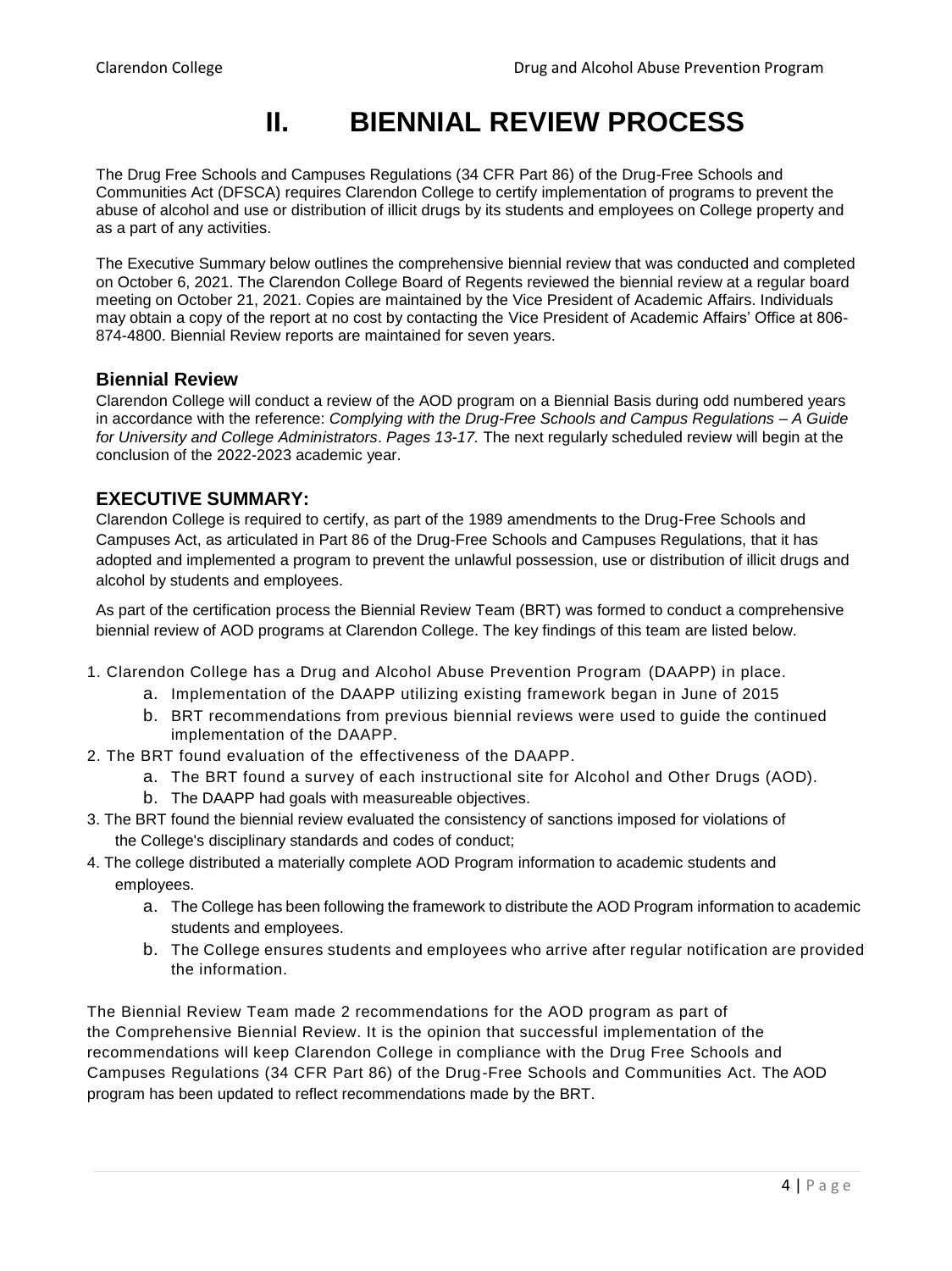# II. BIENNIAL REVIEW PROCESS

The Drug Free Schools and Campuses Regulations (34 CFR Part 86) of the Drug-Free Schools and Communities Act (DFSCA) requires Clarendon College to certify implementation of programs to prevent the abuse of alcohol and use or distribution of illicit drugs by its students and employees on College property and as a part of any activities.

The Executive Summary below outlines the comprehensive biennial review that was conducted and completed on October 6, 2021. The Clarendon College Board of Regents reviewed the biennial review at a regular board meeting on October 21, 2021. Copies are maintained by the Vice President of Academic Affairs. Individuals may obtain a copy of the report at no cost by contacting the Vice President of Academic Affairs' Office at 806-874-4800. Biennial Review reports are maintained for seven years.

### Biennial Review

Clarendon College will conduct a review of the AOD program on a Biennial Basis during odd numbered years in accordance with the reference: *Complying with the Drug-Free Schools and Campus Regulations – A Guide for University and College Administrators*. *Pages 13-17.* The next regularly scheduled review will begin at the conclusion of the 2022-2023 academic year.

### EXECUTIVE SUMMARY:

Clarendon College is required to certify, as part of the 1989 amendments to the Drug-Free Schools and Campuses Act, as articulated in Part 86 of the Drug-Free Schools and Campuses Regulations, that it has adopted and implemented a program to prevent the unlawful possession, use or distribution of illicit drugs and alcohol by students and employees.

As part of the certification process the Biennial Review Team (BRT) was formed to conduct a comprehensive biennial review of AOD programs at Clarendon College. The key findings of this team are listed below.

1. Clarendon College has a Drug and Alcohol Abuse Prevention Program (DAAPP) in place.
   a. Implementation of the DAAPP utilizing existing framework began in June of 2015
   b. BRT recommendations from previous biennial reviews were used to guide the continued implementation of the DAAPP.
2. The BRT found evaluation of the effectiveness of the DAAPP.
   a. The BRT found a survey of each instructional site for Alcohol and Other Drugs (AOD).
   b. The DAAPP had goals with measureable objectives.
3. The BRT found the biennial review evaluated the consistency of sanctions imposed for violations of the College's disciplinary standards and codes of conduct;
4. The college distributed a materially complete AOD Program information to academic students and employees.
   a. The College has been following the framework to distribute the AOD Program information to academic students and employees.
   b. The College ensures students and employees who arrive after regular notification are provided the information.

The Biennial Review Team made 2 recommendations for the AOD program as part of the Comprehensive Biennial Review. It is the opinion that successful implementation of the recommendations will keep Clarendon College in compliance with the Drug Free Schools and Campuses Regulations (34 CFR Part 86) of the Drug-Free Schools and Communities Act. The AOD program has been updated to reflect recommendations made by the BRT.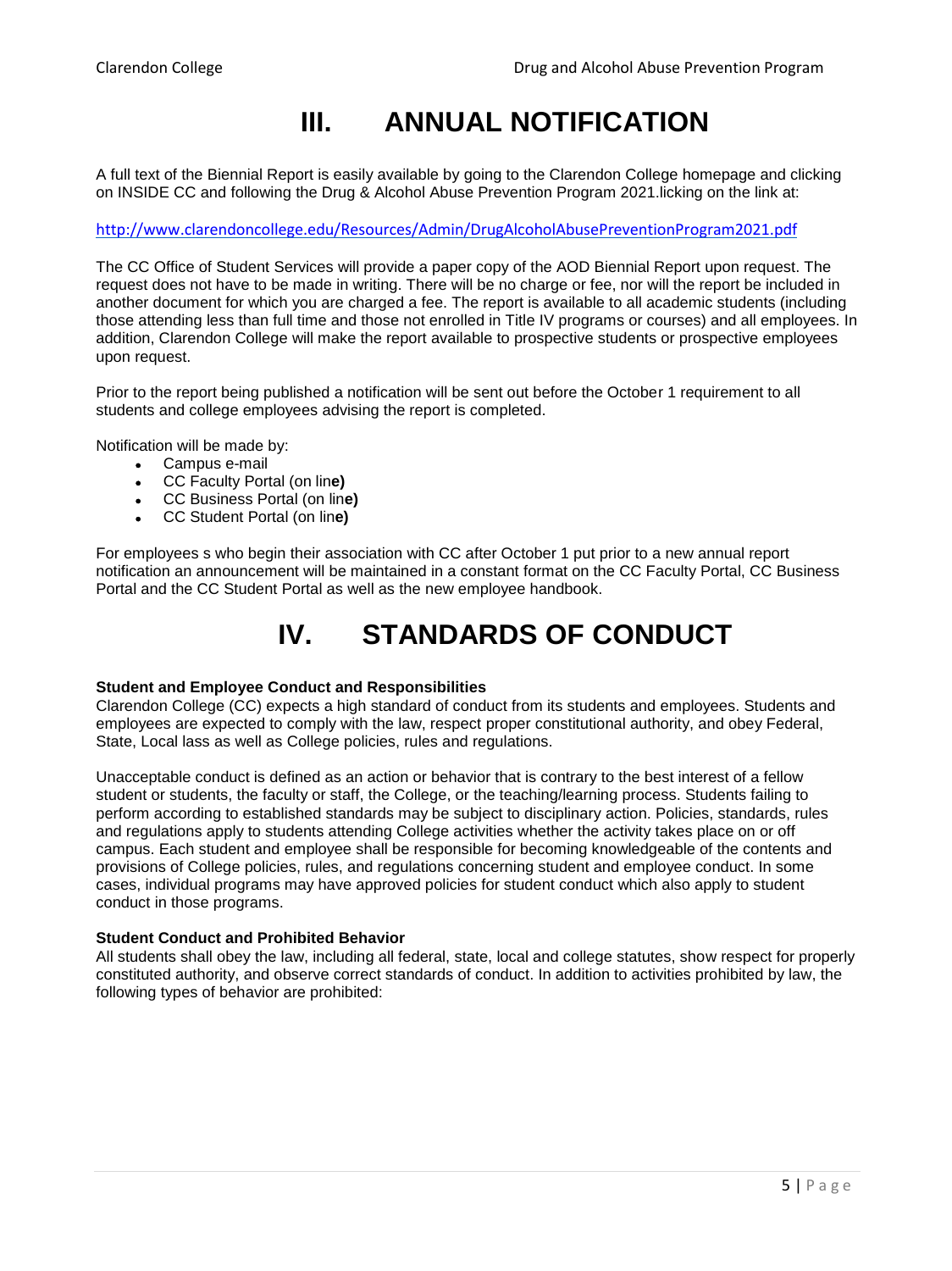# III. ANNUAL NOTIFICATION

A full text of the Biennial Report is easily available by going to the Clarendon College homepage and clicking on INSIDE CC and following the Drug & Alcohol Abuse Prevention Program 2021.licking on the link at:

http://www.clarendoncollege.edu/Resources/Admin/DrugAlcoholAbusePreventionProgram2021.pdf

The CC Office of Student Services will provide a paper copy of the AOD Biennial Report upon request. The request does not have to be made in writing. There will be no charge or fee, nor will the report be included in another document for which you are charged a fee. The report is available to all academic students (including those attending less than full time and those not enrolled in Title IV programs or courses) and all employees. In addition, Clarendon College will make the report available to prospective students or prospective employees upon request.

Prior to the report being published a notification will be sent out before the October 1 requirement to all students and college employees advising the report is completed.

Notification will be made by:

- Campus e-mail
- CC Faculty Portal (on line)
- CC Business Portal (on line)
- CC Student Portal (on line)

For employees s who begin their association with CC after October 1 put prior to a new annual report notification an announcement will be maintained in a constant format on the CC Faculty Portal, CC Business Portal and the CC Student Portal as well as the new employee handbook.

# IV. STANDARDS OF CONDUCT

**Student and Employee Conduct and Responsibilities**

Clarendon College (CC) expects a high standard of conduct from its students and employees. Students and employees are expected to comply with the law, respect proper constitutional authority, and obey Federal, State, Local lass as well as College policies, rules and regulations.

Unacceptable conduct is defined as an action or behavior that is contrary to the best interest of a fellow student or students, the faculty or staff, the College, or the teaching/learning process. Students failing to perform according to established standards may be subject to disciplinary action. Policies, standards, rules and regulations apply to students attending College activities whether the activity takes place on or off campus. Each student and employee shall be responsible for becoming knowledgeable of the contents and provisions of College policies, rules, and regulations concerning student and employee conduct. In some cases, individual programs may have approved policies for student conduct which also apply to student conduct in those programs.

**Student Conduct and Prohibited Behavior**

All students shall obey the law, including all federal, state, local and college statutes, show respect for properly constituted authority, and observe correct standards of conduct. In addition to activities prohibited by law, the following types of behavior are prohibited: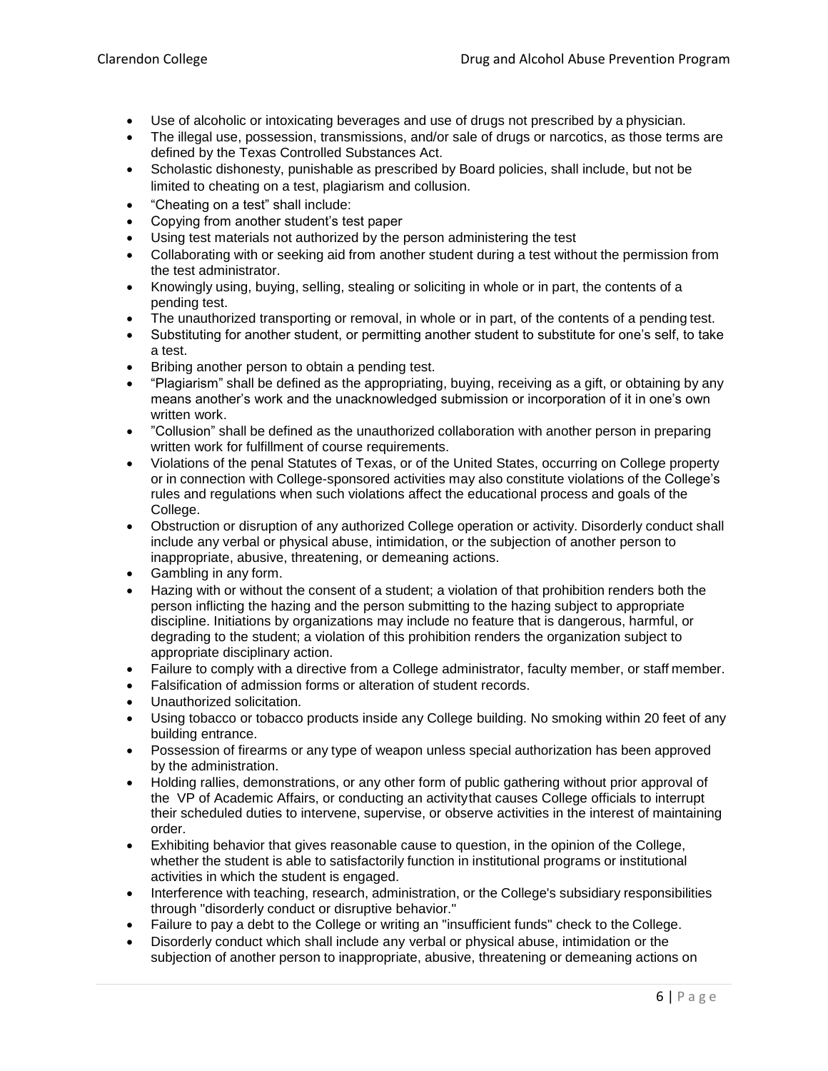- Use of alcoholic or intoxicating beverages and use of drugs not prescribed by a physician.
- The illegal use, possession, transmissions, and/or sale of drugs or narcotics, as those terms are defined by the Texas Controlled Substances Act.
- Scholastic dishonesty, punishable as prescribed by Board policies, shall include, but not be limited to cheating on a test, plagiarism and collusion.
- "Cheating on a test" shall include:
- Copying from another student's test paper
- Using test materials not authorized by the person administering the test
- Collaborating with or seeking aid from another student during a test without the permission from the test administrator.
- Knowingly using, buying, selling, stealing or soliciting in whole or in part, the contents of a pending test.
- The unauthorized transporting or removal, in whole or in part, of the contents of a pending test.
- Substituting for another student, or permitting another student to substitute for one's self, to take a test.
- Bribing another person to obtain a pending test.
- "Plagiarism" shall be defined as the appropriating, buying, receiving as a gift, or obtaining by any means another's work and the unacknowledged submission or incorporation of it in one's own written work.
- "Collusion" shall be defined as the unauthorized collaboration with another person in preparing written work for fulfillment of course requirements.
- Violations of the penal Statutes of Texas, or of the United States, occurring on College property or in connection with College-sponsored activities may also constitute violations of the College's rules and regulations when such violations affect the educational process and goals of the College.
- Obstruction or disruption of any authorized College operation or activity. Disorderly conduct shall include any verbal or physical abuse, intimidation, or the subjection of another person to inappropriate, abusive, threatening, or demeaning actions.
- Gambling in any form.
- Hazing with or without the consent of a student; a violation of that prohibition renders both the person inflicting the hazing and the person submitting to the hazing subject to appropriate discipline. Initiations by organizations may include no feature that is dangerous, harmful, or degrading to the student; a violation of this prohibition renders the organization subject to appropriate disciplinary action.
- Failure to comply with a directive from a College administrator, faculty member, or staff member.
- Falsification of admission forms or alteration of student records.
- Unauthorized solicitation.
- Using tobacco or tobacco products inside any College building. No smoking within 20 feet of any building entrance.
- Possession of firearms or any type of weapon unless special authorization has been approved by the administration.
- Holding rallies, demonstrations, or any other form of public gathering without prior approval of the VP of Academic Affairs, or conducting an activity that causes College officials to interrupt their scheduled duties to intervene, supervise, or observe activities in the interest of maintaining order.
- Exhibiting behavior that gives reasonable cause to question, in the opinion of the College, whether the student is able to satisfactorily function in institutional programs or institutional activities in which the student is engaged.
- Interference with teaching, research, administration, or the College's subsidiary responsibilities through "disorderly conduct or disruptive behavior."
- Failure to pay a debt to the College or writing an "insufficient funds" check to the College.
- Disorderly conduct which shall include any verbal or physical abuse, intimidation or the subjection of another person to inappropriate, abusive, threatening or demeaning actions on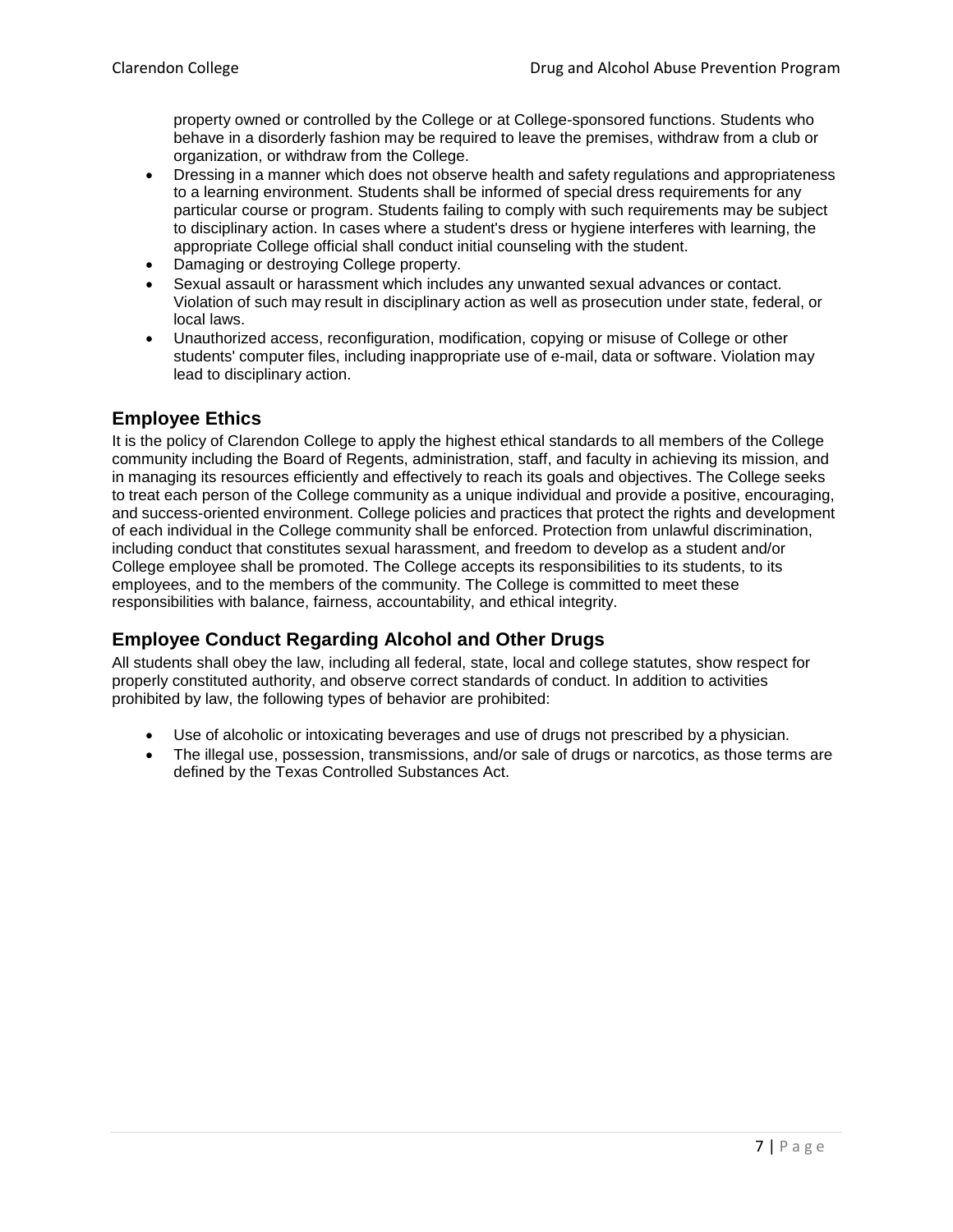property owned or controlled by the College or at College-sponsored functions. Students who behave in a disorderly fashion may be required to leave the premises, withdraw from a club or organization, or withdraw from the College.

- Dressing in a manner which does not observe health and safety regulations and appropriateness to a learning environment. Students shall be informed of special dress requirements for any particular course or program. Students failing to comply with such requirements may be subject to disciplinary action. In cases where a student's dress or hygiene interferes with learning, the appropriate College official shall conduct initial counseling with the student.
- Damaging or destroying College property.
- Sexual assault or harassment which includes any unwanted sexual advances or contact. Violation of such may result in disciplinary action as well as prosecution under state, federal, or local laws.
- Unauthorized access, reconfiguration, modification, copying or misuse of College or other students' computer files, including inappropriate use of e-mail, data or software. Violation may lead to disciplinary action.

## Employee Ethics

It is the policy of Clarendon College to apply the highest ethical standards to all members of the College community including the Board of Regents, administration, staff, and faculty in achieving its mission, and in managing its resources efficiently and effectively to reach its goals and objectives. The College seeks to treat each person of the College community as a unique individual and provide a positive, encouraging, and success-oriented environment. College policies and practices that protect the rights and development of each individual in the College community shall be enforced. Protection from unlawful discrimination, including conduct that constitutes sexual harassment, and freedom to develop as a student and/or College employee shall be promoted. The College accepts its responsibilities to its students, to its employees, and to the members of the community. The College is committed to meet these responsibilities with balance, fairness, accountability, and ethical integrity.

## Employee Conduct Regarding Alcohol and Other Drugs

All students shall obey the law, including all federal, state, local and college statutes, show respect for properly constituted authority, and observe correct standards of conduct. In addition to activities prohibited by law, the following types of behavior are prohibited:

- Use of alcoholic or intoxicating beverages and use of drugs not prescribed by a physician.
- The illegal use, possession, transmissions, and/or sale of drugs or narcotics, as those terms are defined by the Texas Controlled Substances Act.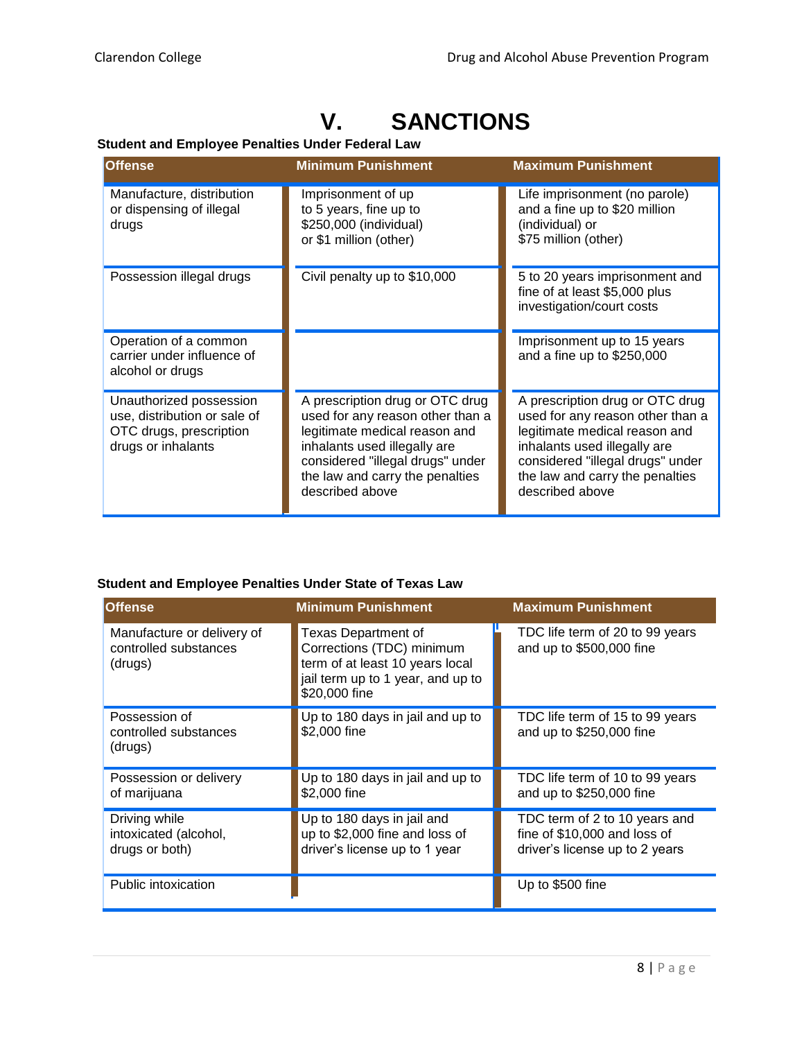# V. SANCTIONS

**Student and Employee Penalties Under Federal Law**

| Offense | Minimum Punishment | Maximum Punishment |
|---|---|---|
| Manufacture, distribution or dispensing of illegal drugs | Imprisonment of up to 5 years, fine up to $250,000 (individual) or $1 million (other) | Life imprisonment (no parole) and a fine up to $20 million (individual) or $75 million (other) |
| Possession illegal drugs | Civil penalty up to $10,000 | 5 to 20 years imprisonment and fine of at least $5,000 plus investigation/court costs |
| Operation of a common carrier under influence of alcohol or drugs | | Imprisonment up to 15 years and a fine up to $250,000 |
| Unauthorized possession use, distribution or sale of OTC drugs, prescription drugs or inhalants | A prescription drug or OTC drug used for any reason other than a legitimate medical reason and inhalants used illegally are considered "illegal drugs" under the law and carry the penalties described above | A prescription drug or OTC drug used for any reason other than a legitimate medical reason and inhalants used illegally are considered "illegal drugs" under the law and carry the penalties described above |

**Student and Employee Penalties Under State of Texas Law**

| Offense | Minimum Punishment | Maximum Punishment |
|---|---|---|
| Manufacture or delivery of controlled substances (drugs) | Texas Department of Corrections (TDC) minimum term of at least 10 years local jail term up to 1 year, and up to $20,000 fine | TDC life term of 20 to 99 years and up to $500,000 fine |
| Possession of controlled substances (drugs) | Up to 180 days in jail and up to $2,000 fine | TDC life term of 15 to 99 years and up to $250,000 fine |
| Possession or delivery of marijuana | Up to 180 days in jail and up to $2,000 fine | TDC life term of 10 to 99 years and up to $250,000 fine |
| Driving while intoxicated (alcohol, drugs or both) | Up to 180 days in jail and up to $2,000 fine and loss of driver's license up to 1 year | TDC term of 2 to 10 years and fine of $10,000 and loss of driver's license up to 2 years |
| Public intoxication | | Up to $500 fine |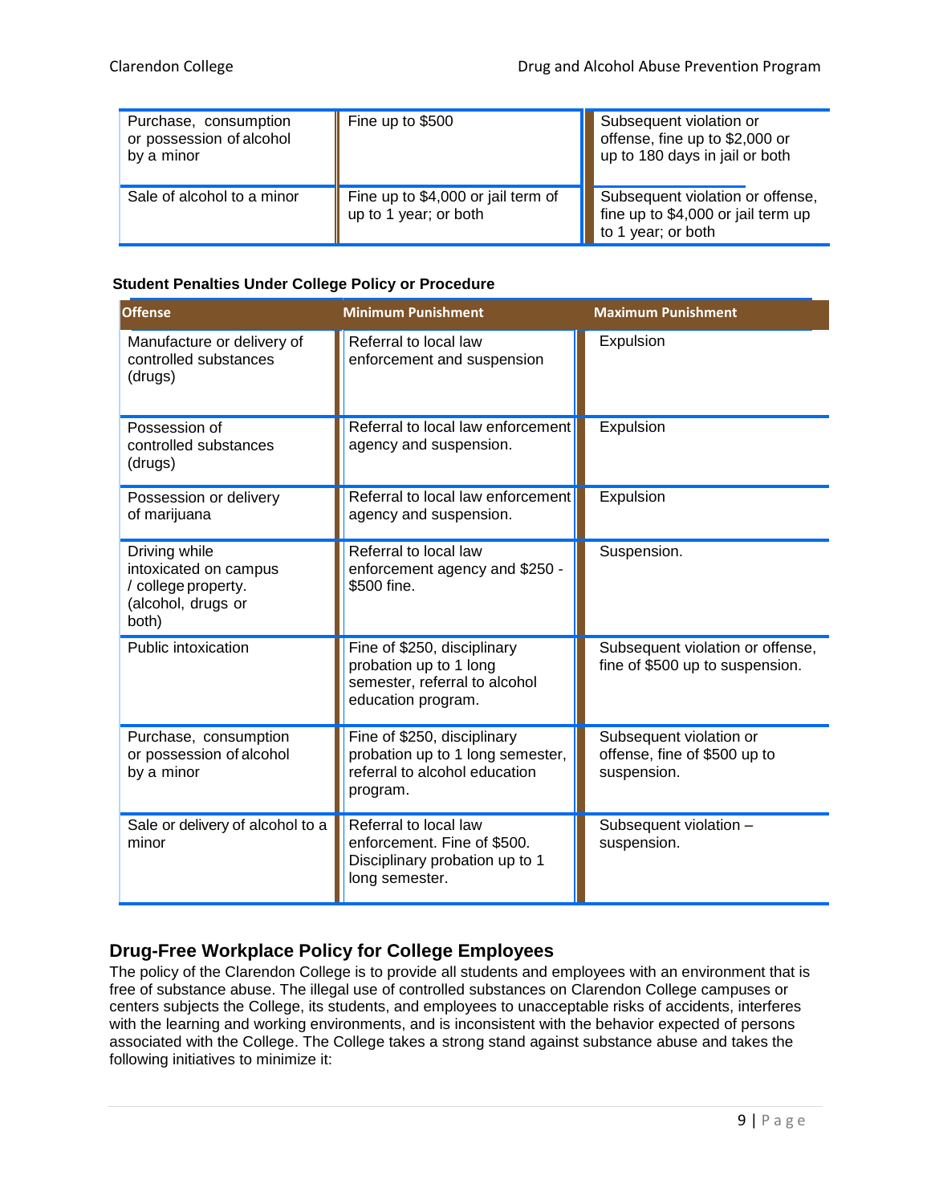| | | |
|---|---|---|
| Purchase, consumption or possession of alcohol by a minor | Fine up to $500 | Subsequent violation or offense, fine up to $2,000 or up to 180 days in jail or both |
| Sale of alcohol to a minor | Fine up to $4,000 or jail term of up to 1 year; or both | Subsequent violation or offense, fine up to $4,000 or jail term up to 1 year; or both |

**Student Penalties Under College Policy or Procedure**

| Offense | Minimum Punishment | Maximum Punishment |
|---|---|---|
| Manufacture or delivery of controlled substances (drugs) | Referral to local law enforcement and suspension | Expulsion |
| Possession of controlled substances (drugs) | Referral to local law enforcement agency and suspension. | Expulsion |
| Possession or delivery of marijuana | Referral to local law enforcement agency and suspension. | Expulsion |
| Driving while intoxicated on campus / college property. (alcohol, drugs or both) | Referral to local law enforcement agency and $250 - $500 fine. | Suspension. |
| Public intoxication | Fine of $250, disciplinary probation up to 1 long semester, referral to alcohol education program. | Subsequent violation or offense, fine of $500 up to suspension. |
| Purchase, consumption or possession of alcohol by a minor | Fine of $250, disciplinary probation up to 1 long semester, referral to alcohol education program. | Subsequent violation or offense, fine of $500 up to suspension. |
| Sale or delivery of alcohol to a minor | Referral to local law enforcement. Fine of $500. Disciplinary probation up to 1 long semester. | Subsequent violation – suspension. |

## Drug-Free Workplace Policy for College Employees

The policy of the Clarendon College is to provide all students and employees with an environment that is free of substance abuse. The illegal use of controlled substances on Clarendon College campuses or centers subjects the College, its students, and employees to unacceptable risks of accidents, interferes with the learning and working environments, and is inconsistent with the behavior expected of persons associated with the College. The College takes a strong stand against substance abuse and takes the following initiatives to minimize it: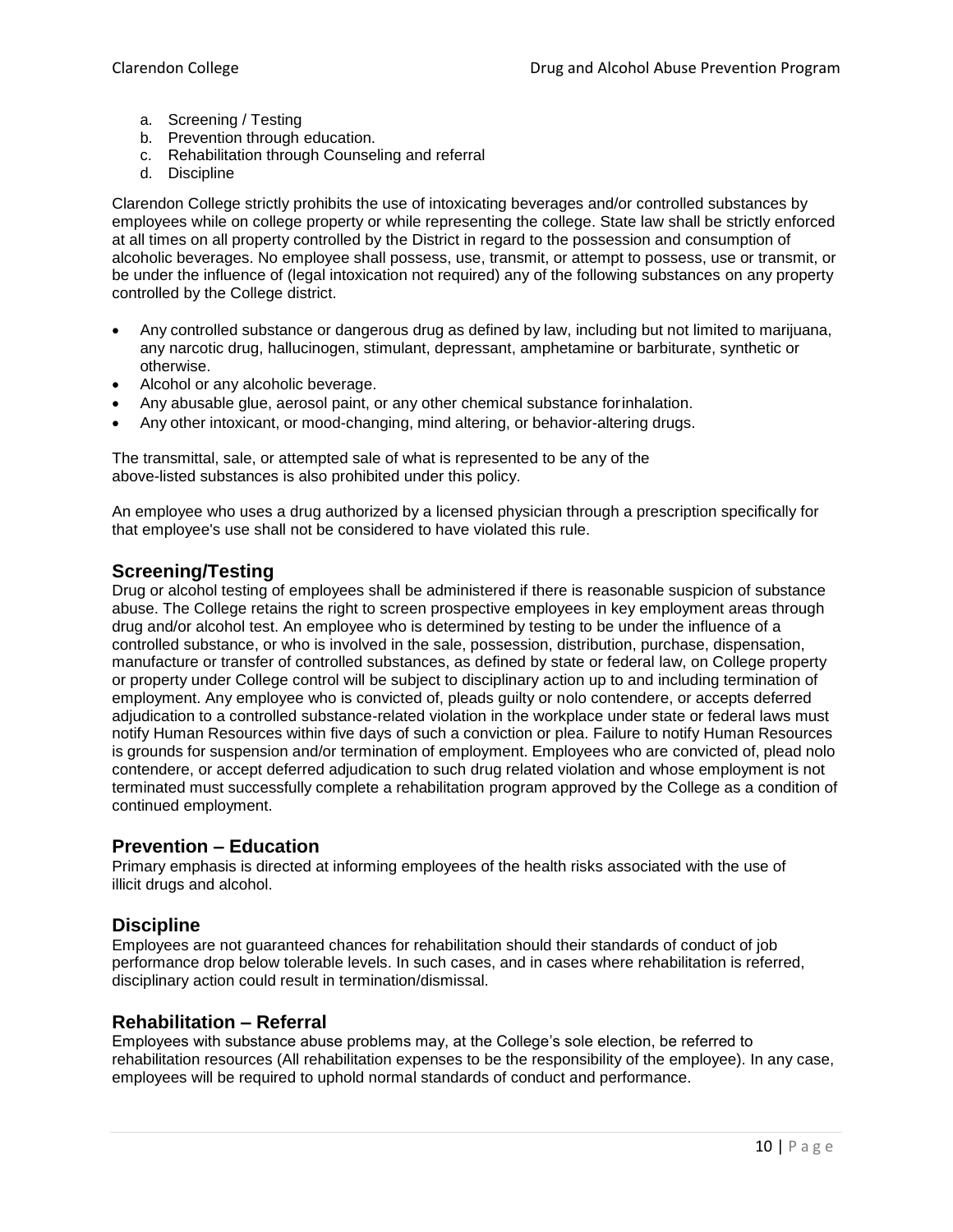a. Screening / Testing
b. Prevention through education.
c. Rehabilitation through Counseling and referral
d. Discipline

Clarendon College strictly prohibits the use of intoxicating beverages and/or controlled substances by employees while on college property or while representing the college. State law shall be strictly enforced at all times on all property controlled by the District in regard to the possession and consumption of alcoholic beverages. No employee shall possess, use, transmit, or attempt to possess, use or transmit, or be under the influence of (legal intoxication not required) any of the following substances on any property controlled by the College district.

- Any controlled substance or dangerous drug as defined by law, including but not limited to marijuana, any narcotic drug, hallucinogen, stimulant, depressant, amphetamine or barbiturate, synthetic or otherwise.
- Alcohol or any alcoholic beverage.
- Any abusable glue, aerosol paint, or any other chemical substance forinhalation.
- Any other intoxicant, or mood-changing, mind altering, or behavior-altering drugs.

The transmittal, sale, or attempted sale of what is represented to be any of the above-listed substances is also prohibited under this policy.

An employee who uses a drug authorized by a licensed physician through a prescription specifically for that employee's use shall not be considered to have violated this rule.

## Screening/Testing

Drug or alcohol testing of employees shall be administered if there is reasonable suspicion of substance abuse. The College retains the right to screen prospective employees in key employment areas through drug and/or alcohol test. An employee who is determined by testing to be under the influence of a controlled substance, or who is involved in the sale, possession, distribution, purchase, dispensation, manufacture or transfer of controlled substances, as defined by state or federal law, on College property or property under College control will be subject to disciplinary action up to and including termination of employment. Any employee who is convicted of, pleads guilty or nolo contendere, or accepts deferred adjudication to a controlled substance-related violation in the workplace under state or federal laws must notify Human Resources within five days of such a conviction or plea. Failure to notify Human Resources is grounds for suspension and/or termination of employment. Employees who are convicted of, plead nolo contendere, or accept deferred adjudication to such drug related violation and whose employment is not terminated must successfully complete a rehabilitation program approved by the College as a condition of continued employment.

## Prevention – Education

Primary emphasis is directed at informing employees of the health risks associated with the use of illicit drugs and alcohol.

## Discipline

Employees are not guaranteed chances for rehabilitation should their standards of conduct of job performance drop below tolerable levels. In such cases, and in cases where rehabilitation is referred, disciplinary action could result in termination/dismissal.

## Rehabilitation – Referral

Employees with substance abuse problems may, at the College's sole election, be referred to rehabilitation resources (All rehabilitation expenses to be the responsibility of the employee). In any case, employees will be required to uphold normal standards of conduct and performance.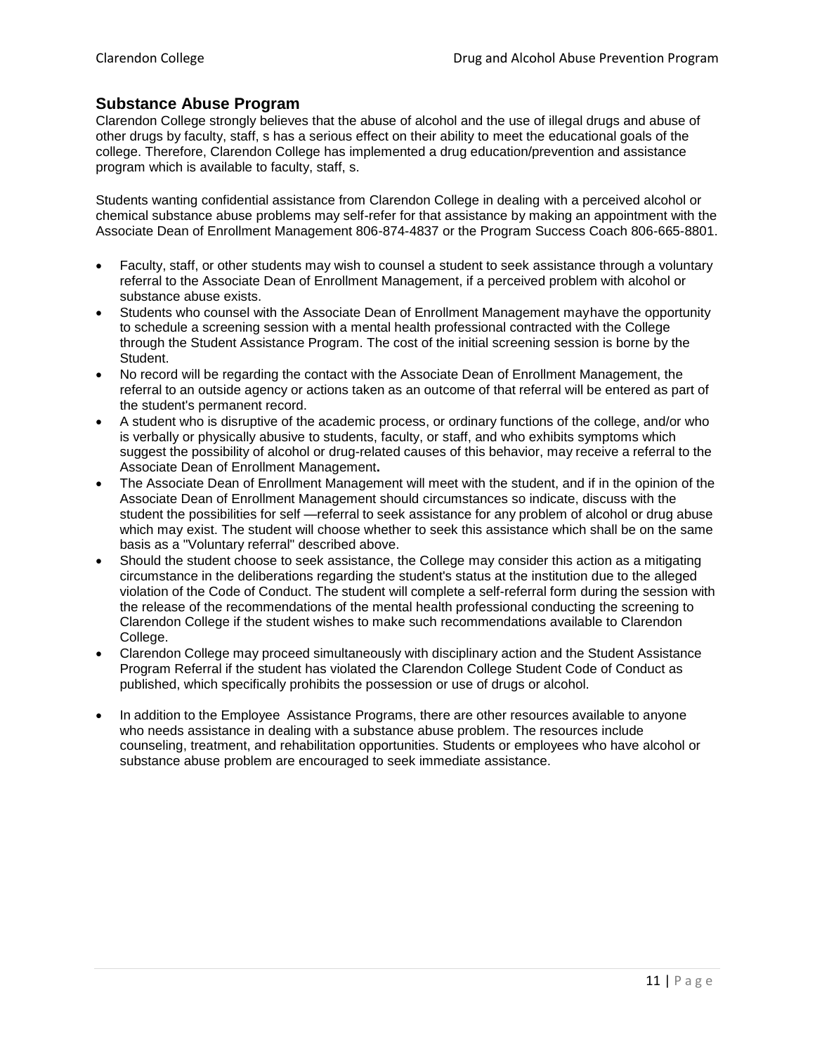## Substance Abuse Program

Clarendon College strongly believes that the abuse of alcohol and the use of illegal drugs and abuse of other drugs by faculty, staff, s has a serious effect on their ability to meet the educational goals of the college. Therefore, Clarendon College has implemented a drug education/prevention and assistance program which is available to faculty, staff, s.

Students wanting confidential assistance from Clarendon College in dealing with a perceived alcohol or chemical substance abuse problems may self-refer for that assistance by making an appointment with the Associate Dean of Enrollment Management 806-874-4837 or the Program Success Coach 806-665-8801.

- Faculty, staff, or other students may wish to counsel a student to seek assistance through a voluntary referral to the Associate Dean of Enrollment Management, if a perceived problem with alcohol or substance abuse exists.
- Students who counsel with the Associate Dean of Enrollment Management mayhave the opportunity to schedule a screening session with a mental health professional contracted with the College through the Student Assistance Program. The cost of the initial screening session is borne by the Student.
- No record will be regarding the contact with the Associate Dean of Enrollment Management, the referral to an outside agency or actions taken as an outcome of that referral will be entered as part of the student's permanent record.
- A student who is disruptive of the academic process, or ordinary functions of the college, and/or who is verbally or physically abusive to students, faculty, or staff, and who exhibits symptoms which suggest the possibility of alcohol or drug-related causes of this behavior, may receive a referral to the Associate Dean of Enrollment Management**.**
- The Associate Dean of Enrollment Management will meet with the student, and if in the opinion of the Associate Dean of Enrollment Management should circumstances so indicate, discuss with the student the possibilities for self —referral to seek assistance for any problem of alcohol or drug abuse which may exist. The student will choose whether to seek this assistance which shall be on the same basis as a "Voluntary referral" described above.
- Should the student choose to seek assistance, the College may consider this action as a mitigating circumstance in the deliberations regarding the student's status at the institution due to the alleged violation of the Code of Conduct. The student will complete a self-referral form during the session with the release of the recommendations of the mental health professional conducting the screening to Clarendon College if the student wishes to make such recommendations available to Clarendon College.
- Clarendon College may proceed simultaneously with disciplinary action and the Student Assistance Program Referral if the student has violated the Clarendon College Student Code of Conduct as published, which specifically prohibits the possession or use of drugs or alcohol.
- In addition to the Employee Assistance Programs, there are other resources available to anyone who needs assistance in dealing with a substance abuse problem. The resources include counseling, treatment, and rehabilitation opportunities. Students or employees who have alcohol or substance abuse problem are encouraged to seek immediate assistance.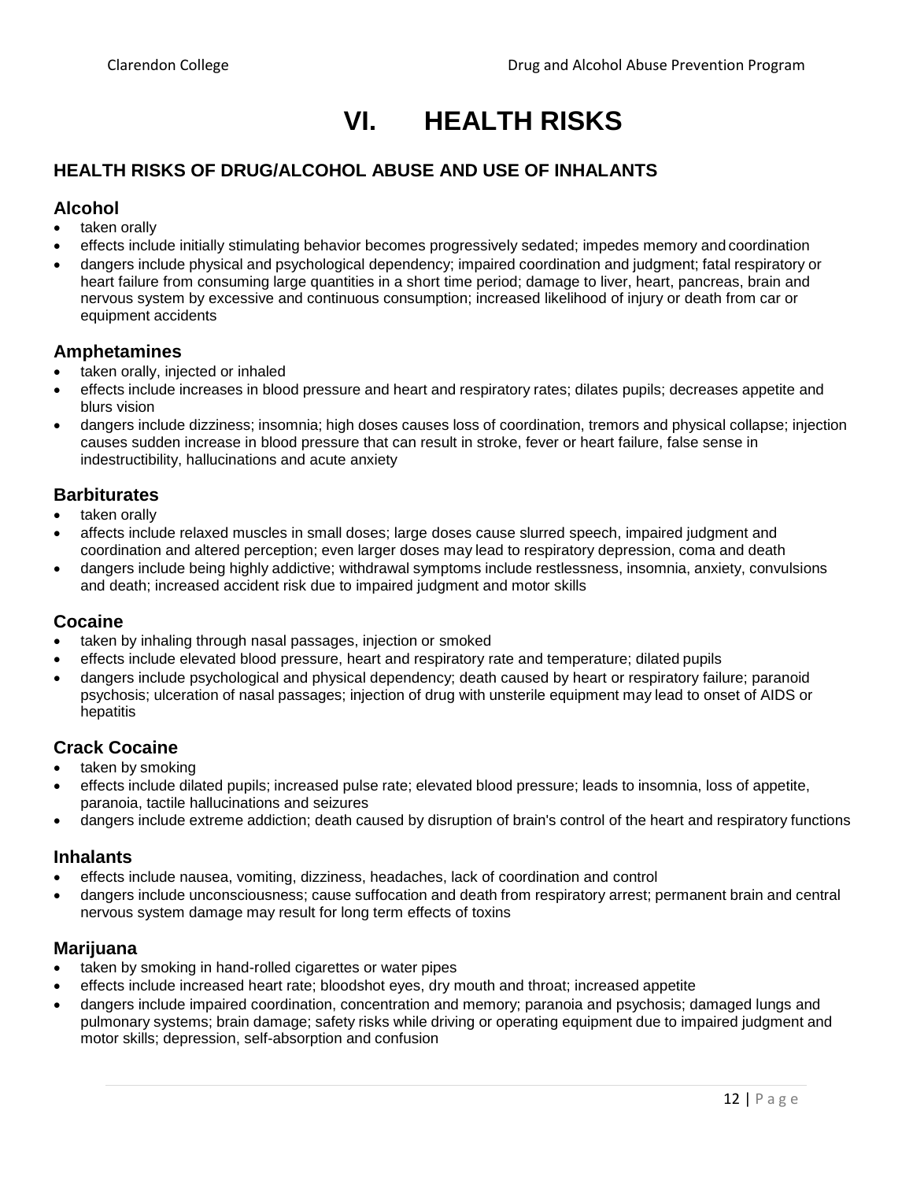# VI. HEALTH RISKS

## HEALTH RISKS OF DRUG/ALCOHOL ABUSE AND USE OF INHALANTS

### Alcohol

- taken orally
- effects include initially stimulating behavior becomes progressively sedated; impedes memory and coordination
- dangers include physical and psychological dependency; impaired coordination and judgment; fatal respiratory or heart failure from consuming large quantities in a short time period; damage to liver, heart, pancreas, brain and nervous system by excessive and continuous consumption; increased likelihood of injury or death from car or equipment accidents

### Amphetamines

- taken orally, injected or inhaled
- effects include increases in blood pressure and heart and respiratory rates; dilates pupils; decreases appetite and blurs vision
- dangers include dizziness; insomnia; high doses causes loss of coordination, tremors and physical collapse; injection causes sudden increase in blood pressure that can result in stroke, fever or heart failure, false sense in indestructibility, hallucinations and acute anxiety

### Barbiturates

- taken orally
- affects include relaxed muscles in small doses; large doses cause slurred speech, impaired judgment and coordination and altered perception; even larger doses may lead to respiratory depression, coma and death
- dangers include being highly addictive; withdrawal symptoms include restlessness, insomnia, anxiety, convulsions and death; increased accident risk due to impaired judgment and motor skills

### Cocaine

- taken by inhaling through nasal passages, injection or smoked
- effects include elevated blood pressure, heart and respiratory rate and temperature; dilated pupils
- dangers include psychological and physical dependency; death caused by heart or respiratory failure; paranoid psychosis; ulceration of nasal passages; injection of drug with unsterile equipment may lead to onset of AIDS or hepatitis

### Crack Cocaine

- taken by smoking
- effects include dilated pupils; increased pulse rate; elevated blood pressure; leads to insomnia, loss of appetite, paranoia, tactile hallucinations and seizures
- dangers include extreme addiction; death caused by disruption of brain's control of the heart and respiratory functions

### Inhalants

- effects include nausea, vomiting, dizziness, headaches, lack of coordination and control
- dangers include unconsciousness; cause suffocation and death from respiratory arrest; permanent brain and central nervous system damage may result for long term effects of toxins

### Marijuana

- taken by smoking in hand-rolled cigarettes or water pipes
- effects include increased heart rate; bloodshot eyes, dry mouth and throat; increased appetite
- dangers include impaired coordination, concentration and memory; paranoia and psychosis; damaged lungs and pulmonary systems; brain damage; safety risks while driving or operating equipment due to impaired judgment and motor skills; depression, self-absorption and confusion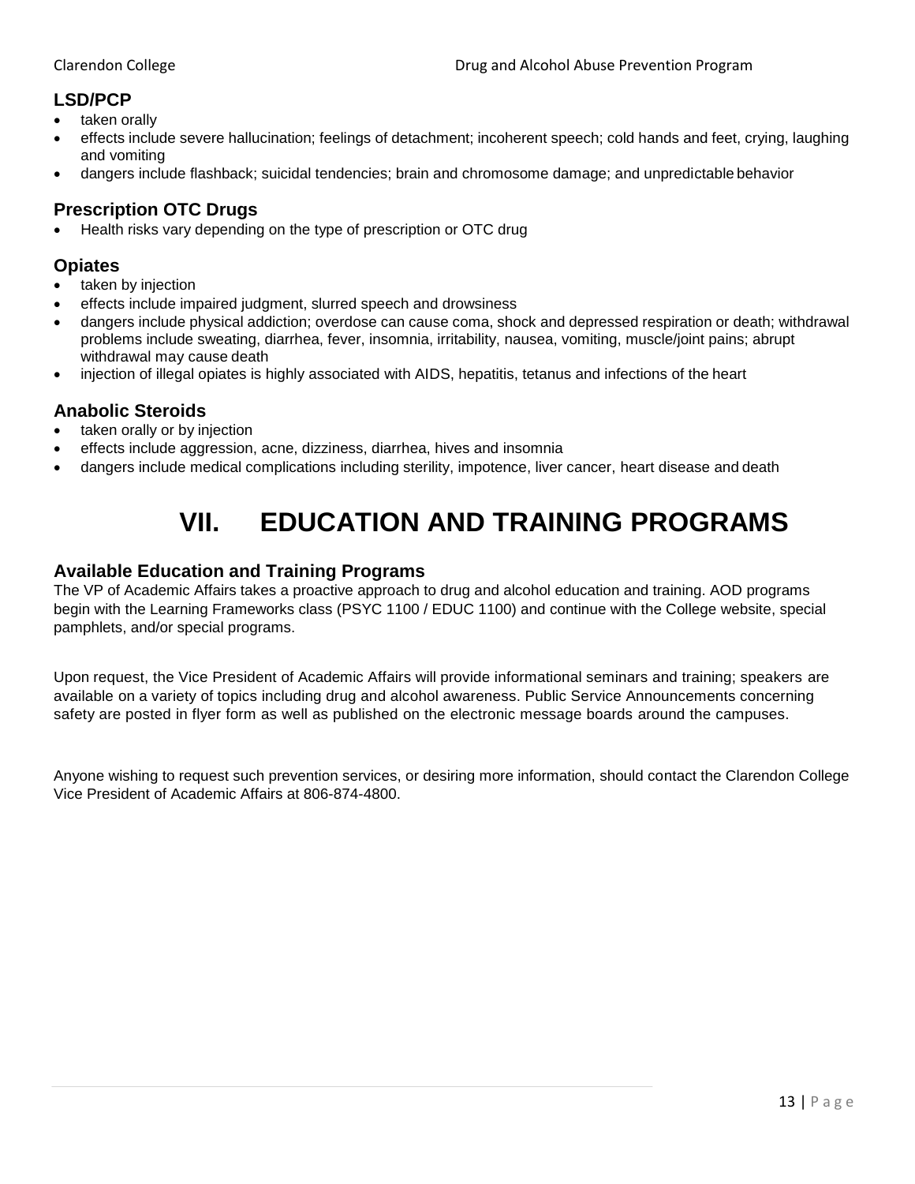### LSD/PCP

- taken orally
- effects include severe hallucination; feelings of detachment; incoherent speech; cold hands and feet, crying, laughing and vomiting
- dangers include flashback; suicidal tendencies; brain and chromosome damage; and unpredictable behavior

### Prescription OTC Drugs

- Health risks vary depending on the type of prescription or OTC drug

### Opiates

- taken by injection
- effects include impaired judgment, slurred speech and drowsiness
- dangers include physical addiction; overdose can cause coma, shock and depressed respiration or death; withdrawal problems include sweating, diarrhea, fever, insomnia, irritability, nausea, vomiting, muscle/joint pains; abrupt withdrawal may cause death
- injection of illegal opiates is highly associated with AIDS, hepatitis, tetanus and infections of the heart

### Anabolic Steroids

- taken orally or by injection
- effects include aggression, acne, dizziness, diarrhea, hives and insomnia
- dangers include medical complications including sterility, impotence, liver cancer, heart disease and death

# VII. EDUCATION AND TRAINING PROGRAMS

### Available Education and Training Programs

The VP of Academic Affairs takes a proactive approach to drug and alcohol education and training. AOD programs begin with the Learning Frameworks class (PSYC 1100 / EDUC 1100) and continue with the College website, special pamphlets, and/or special programs.

Upon request, the Vice President of Academic Affairs will provide informational seminars and training; speakers are available on a variety of topics including drug and alcohol awareness. Public Service Announcements concerning safety are posted in flyer form as well as published on the electronic message boards around the campuses.

Anyone wishing to request such prevention services, or desiring more information, should contact the Clarendon College Vice President of Academic Affairs at 806-874-4800.